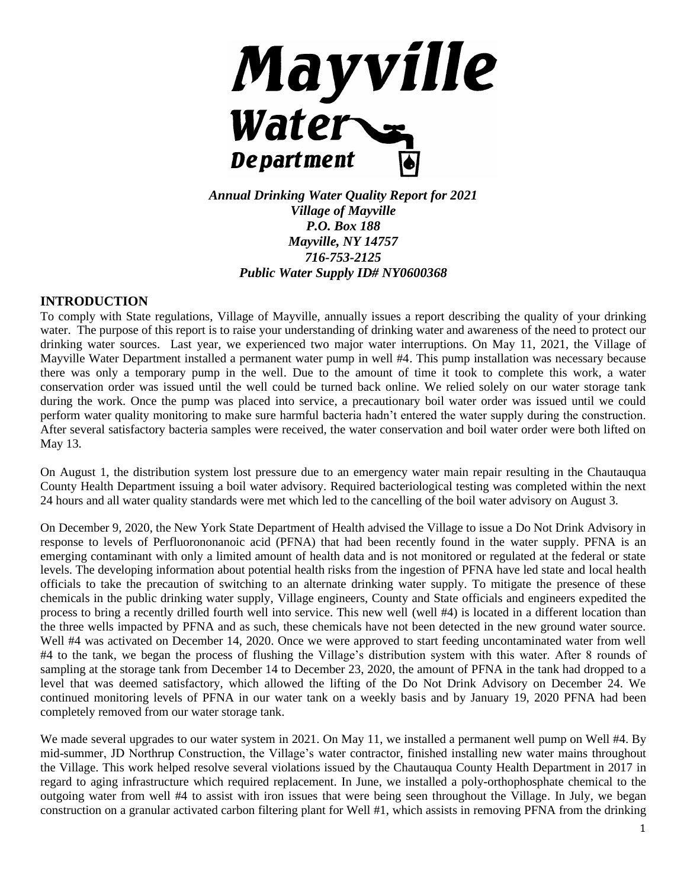# Mayville Water Department

***Annual Drinking Water Quality Report for 2021***
***Village of Mayville***
***P.O. Box 188***
***Mayville, NY 14757***
***716-753-2125***
***Public Water Supply ID# NY0600368***

## INTRODUCTION

To comply with State regulations, Village of Mayville, annually issues a report describing the quality of your drinking water. The purpose of this report is to raise your understanding of drinking water and awareness of the need to protect our drinking water sources. Last year, we experienced two major water interruptions. On May 11, 2021, the Village of Mayville Water Department installed a permanent water pump in well #4. This pump installation was necessary because there was only a temporary pump in the well. Due to the amount of time it took to complete this work, a water conservation order was issued until the well could be turned back online. We relied solely on our water storage tank during the work. Once the pump was placed into service, a precautionary boil water order was issued until we could perform water quality monitoring to make sure harmful bacteria hadn't entered the water supply during the construction. After several satisfactory bacteria samples were received, the water conservation and boil water order were both lifted on May 13.

On August 1, the distribution system lost pressure due to an emergency water main repair resulting in the Chautauqua County Health Department issuing a boil water advisory. Required bacteriological testing was completed within the next 24 hours and all water quality standards were met which led to the cancelling of the boil water advisory on August 3.

On December 9, 2020, the New York State Department of Health advised the Village to issue a Do Not Drink Advisory in response to levels of Perfluorononanoic acid (PFNA) that had been recently found in the water supply. PFNA is an emerging contaminant with only a limited amount of health data and is not monitored or regulated at the federal or state levels. The developing information about potential health risks from the ingestion of PFNA have led state and local health officials to take the precaution of switching to an alternate drinking water supply. To mitigate the presence of these chemicals in the public drinking water supply, Village engineers, County and State officials and engineers expedited the process to bring a recently drilled fourth well into service. This new well (well #4) is located in a different location than the three wells impacted by PFNA and as such, these chemicals have not been detected in the new ground water source. Well #4 was activated on December 14, 2020. Once we were approved to start feeding uncontaminated water from well #4 to the tank, we began the process of flushing the Village's distribution system with this water. After 8 rounds of sampling at the storage tank from December 14 to December 23, 2020, the amount of PFNA in the tank had dropped to a level that was deemed satisfactory, which allowed the lifting of the Do Not Drink Advisory on December 24. We continued monitoring levels of PFNA in our water tank on a weekly basis and by January 19, 2020 PFNA had been completely removed from our water storage tank.

We made several upgrades to our water system in 2021. On May 11, we installed a permanent well pump on Well #4. By mid-summer, JD Northrup Construction, the Village's water contractor, finished installing new water mains throughout the Village. This work helped resolve several violations issued by the Chautauqua County Health Department in 2017 in regard to aging infrastructure which required replacement. In June, we installed a poly-orthophosphate chemical to the outgoing water from well #4 to assist with iron issues that were being seen throughout the Village. In July, we began construction on a granular activated carbon filtering plant for Well #1, which assists in removing PFNA from the drinking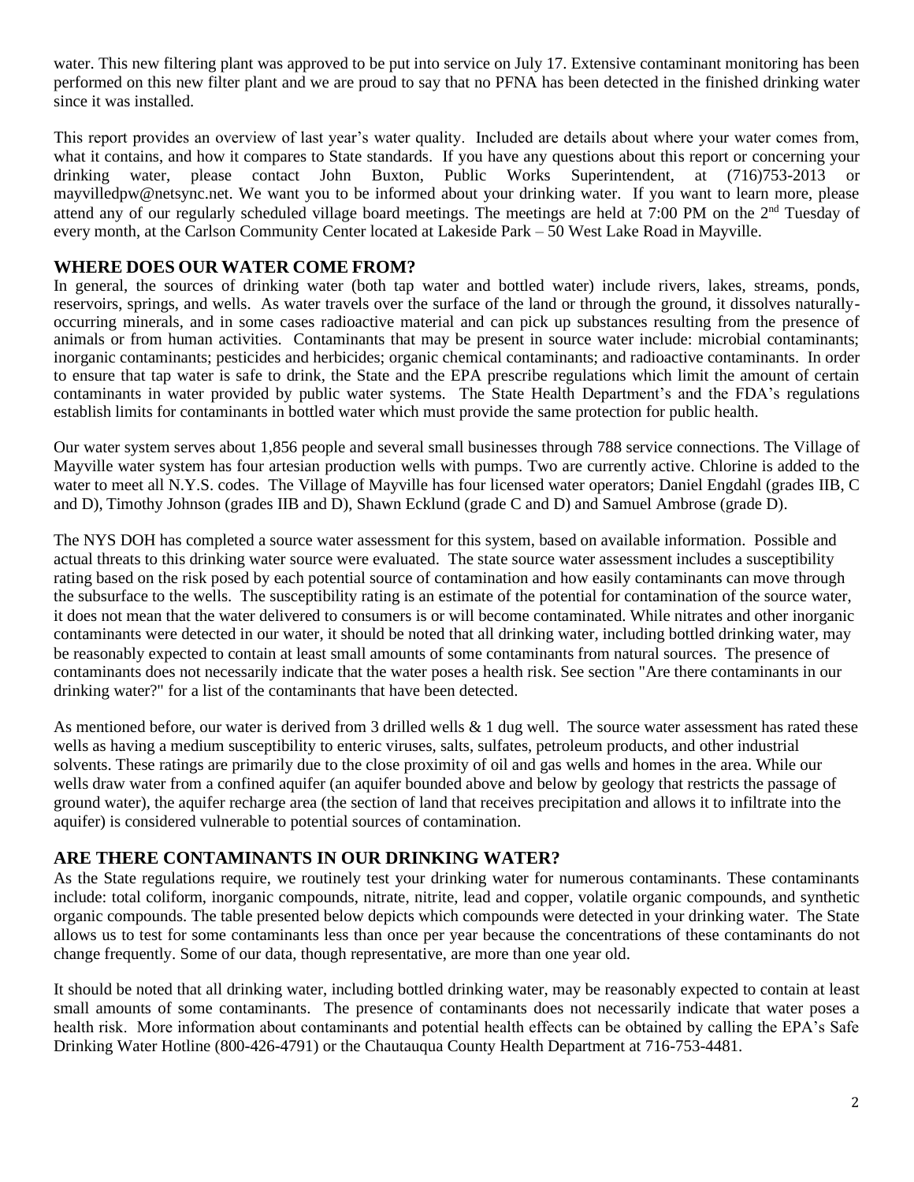water. This new filtering plant was approved to be put into service on July 17. Extensive contaminant monitoring has been performed on this new filter plant and we are proud to say that no PFNA has been detected in the finished drinking water since it was installed.

This report provides an overview of last year's water quality. Included are details about where your water comes from, what it contains, and how it compares to State standards. If you have any questions about this report or concerning your drinking water, please contact John Buxton, Public Works Superintendent, at (716)753-2013 or mayvilledpw@netsync.net. We want you to be informed about your drinking water. If you want to learn more, please attend any of our regularly scheduled village board meetings. The meetings are held at 7:00 PM on the 2nd Tuesday of every month, at the Carlson Community Center located at Lakeside Park – 50 West Lake Road in Mayville.

## WHERE DOES OUR WATER COME FROM?

In general, the sources of drinking water (both tap water and bottled water) include rivers, lakes, streams, ponds, reservoirs, springs, and wells. As water travels over the surface of the land or through the ground, it dissolves naturally-occurring minerals, and in some cases radioactive material and can pick up substances resulting from the presence of animals or from human activities. Contaminants that may be present in source water include: microbial contaminants; inorganic contaminants; pesticides and herbicides; organic chemical contaminants; and radioactive contaminants. In order to ensure that tap water is safe to drink, the State and the EPA prescribe regulations which limit the amount of certain contaminants in water provided by public water systems. The State Health Department's and the FDA's regulations establish limits for contaminants in bottled water which must provide the same protection for public health.

Our water system serves about 1,856 people and several small businesses through 788 service connections. The Village of Mayville water system has four artesian production wells with pumps. Two are currently active. Chlorine is added to the water to meet all N.Y.S. codes. The Village of Mayville has four licensed water operators; Daniel Engdahl (grades IIB, C and D), Timothy Johnson (grades IIB and D), Shawn Ecklund (grade C and D) and Samuel Ambrose (grade D).

The NYS DOH has completed a source water assessment for this system, based on available information. Possible and actual threats to this drinking water source were evaluated. The state source water assessment includes a susceptibility rating based on the risk posed by each potential source of contamination and how easily contaminants can move through the subsurface to the wells. The susceptibility rating is an estimate of the potential for contamination of the source water, it does not mean that the water delivered to consumers is or will become contaminated. While nitrates and other inorganic contaminants were detected in our water, it should be noted that all drinking water, including bottled drinking water, may be reasonably expected to contain at least small amounts of some contaminants from natural sources. The presence of contaminants does not necessarily indicate that the water poses a health risk. See section "Are there contaminants in our drinking water?" for a list of the contaminants that have been detected.

As mentioned before, our water is derived from 3 drilled wells & 1 dug well. The source water assessment has rated these wells as having a medium susceptibility to enteric viruses, salts, sulfates, petroleum products, and other industrial solvents. These ratings are primarily due to the close proximity of oil and gas wells and homes in the area. While our wells draw water from a confined aquifer (an aquifer bounded above and below by geology that restricts the passage of ground water), the aquifer recharge area (the section of land that receives precipitation and allows it to infiltrate into the aquifer) is considered vulnerable to potential sources of contamination.

## ARE THERE CONTAMINANTS IN OUR DRINKING WATER?

As the State regulations require, we routinely test your drinking water for numerous contaminants. These contaminants include: total coliform, inorganic compounds, nitrate, nitrite, lead and copper, volatile organic compounds, and synthetic organic compounds. The table presented below depicts which compounds were detected in your drinking water. The State allows us to test for some contaminants less than once per year because the concentrations of these contaminants do not change frequently. Some of our data, though representative, are more than one year old.

It should be noted that all drinking water, including bottled drinking water, may be reasonably expected to contain at least small amounts of some contaminants. The presence of contaminants does not necessarily indicate that water poses a health risk. More information about contaminants and potential health effects can be obtained by calling the EPA's Safe Drinking Water Hotline (800-426-4791) or the Chautauqua County Health Department at 716-753-4481.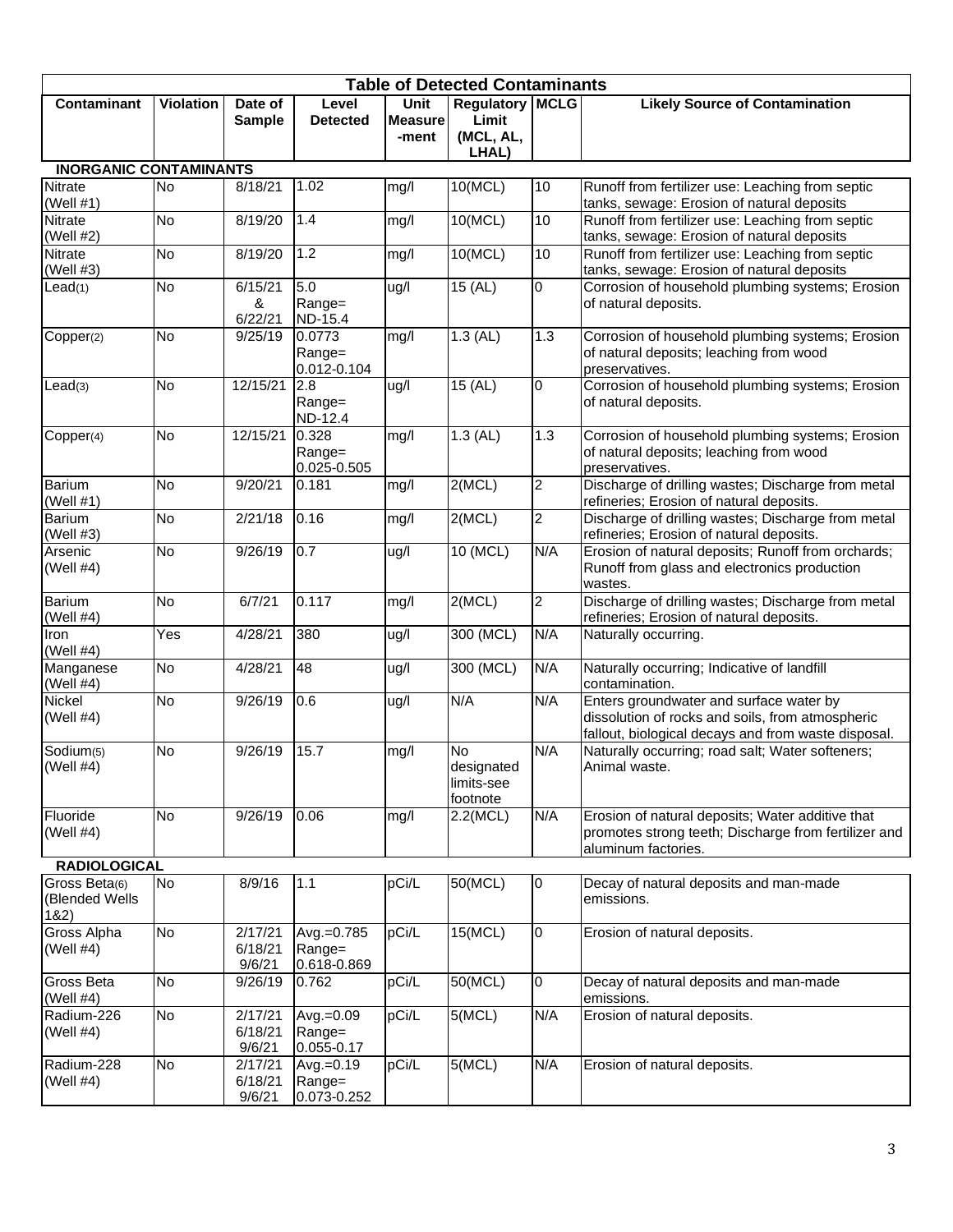**Table of Detected Contaminants**

| Contaminant | Violation | Date of Sample | Level Detected | Unit Measure-ment | Regulatory Limit (MCL, AL, LHAL) | MCLG | Likely Source of Contamination |
|---|---|---|---|---|---|---|---|
| **INORGANIC CONTAMINANTS** | | | | | | | |
| Nitrate (Well #1) | No | 8/18/21 | 1.02 | mg/l | 10(MCL) | 10 | Runoff from fertilizer use: Leaching from septic tanks, sewage: Erosion of natural deposits |
| Nitrate (Well #2) | No | 8/19/20 | 1.4 | mg/l | 10(MCL) | 10 | Runoff from fertilizer use: Leaching from septic tanks, sewage: Erosion of natural deposits |
| Nitrate (Well #3) | No | 8/19/20 | 1.2 | mg/l | 10(MCL) | 10 | Runoff from fertilizer use: Leaching from septic tanks, sewage: Erosion of natural deposits |
| Lead(1) | No | 6/15/21 & 6/22/21 | 5.0 Range= ND-15.4 | ug/l | 15 (AL) | 0 | Corrosion of household plumbing systems; Erosion of natural deposits. |
| Copper(2) | No | 9/25/19 | 0.0773 Range= 0.012-0.104 | mg/l | 1.3 (AL) | 1.3 | Corrosion of household plumbing systems; Erosion of natural deposits; leaching from wood preservatives. |
| Lead(3) | No | 12/15/21 | 2.8 Range= ND-12.4 | ug/l | 15 (AL) | 0 | Corrosion of household plumbing systems; Erosion of natural deposits. |
| Copper(4) | No | 12/15/21 | 0.328 Range= 0.025-0.505 | mg/l | 1.3 (AL) | 1.3 | Corrosion of household plumbing systems; Erosion of natural deposits; leaching from wood preservatives. |
| Barium (Well #1) | No | 9/20/21 | 0.181 | mg/l | 2(MCL) | 2 | Discharge of drilling wastes; Discharge from metal refineries; Erosion of natural deposits. |
| Barium (Well #3) | No | 2/21/18 | 0.16 | mg/l | 2(MCL) | 2 | Discharge of drilling wastes; Discharge from metal refineries; Erosion of natural deposits. |
| Arsenic (Well #4) | No | 9/26/19 | 0.7 | ug/l | 10 (MCL) | N/A | Erosion of natural deposits; Runoff from orchards; Runoff from glass and electronics production wastes. |
| Barium (Well #4) | No | 6/7/21 | 0.117 | mg/l | 2(MCL) | 2 | Discharge of drilling wastes; Discharge from metal refineries; Erosion of natural deposits. |
| Iron (Well #4) | Yes | 4/28/21 | 380 | ug/l | 300 (MCL) | N/A | Naturally occurring. |
| Manganese (Well #4) | No | 4/28/21 | 48 | ug/l | 300 (MCL) | N/A | Naturally occurring; Indicative of landfill contamination. |
| Nickel (Well #4) | No | 9/26/19 | 0.6 | ug/l | N/A | N/A | Enters groundwater and surface water by dissolution of rocks and soils, from atmospheric fallout, biological decays and from waste disposal. |
| Sodium(5) (Well #4) | No | 9/26/19 | 15.7 | mg/l | No designated limits-see footnote | N/A | Naturally occurring; road salt; Water softeners; Animal waste. |
| Fluoride (Well #4) | No | 9/26/19 | 0.06 | mg/l | 2.2(MCL) | N/A | Erosion of natural deposits; Water additive that promotes strong teeth; Discharge from fertilizer and aluminum factories. |
| **RADIOLOGICAL** | | | | | | | |
| Gross Beta(6) (Blended Wells 1&2) | No | 8/9/16 | 1.1 | pCi/L | 50(MCL) | 0 | Decay of natural deposits and man-made emissions. |
| Gross Alpha (Well #4) | No | 2/17/21 6/18/21 9/6/21 | Avg.=0.785 Range= 0.618-0.869 | pCi/L | 15(MCL) | 0 | Erosion of natural deposits. |
| Gross Beta (Well #4) | No | 9/26/19 | 0.762 | pCi/L | 50(MCL) | 0 | Decay of natural deposits and man-made emissions. |
| Radium-226 (Well #4) | No | 2/17/21 6/18/21 9/6/21 | Avg.=0.09 Range= 0.055-0.17 | pCi/L | 5(MCL) | N/A | Erosion of natural deposits. |
| Radium-228 (Well #4) | No | 2/17/21 6/18/21 9/6/21 | Avg.=0.19 Range= 0.073-0.252 | pCi/L | 5(MCL) | N/A | Erosion of natural deposits. |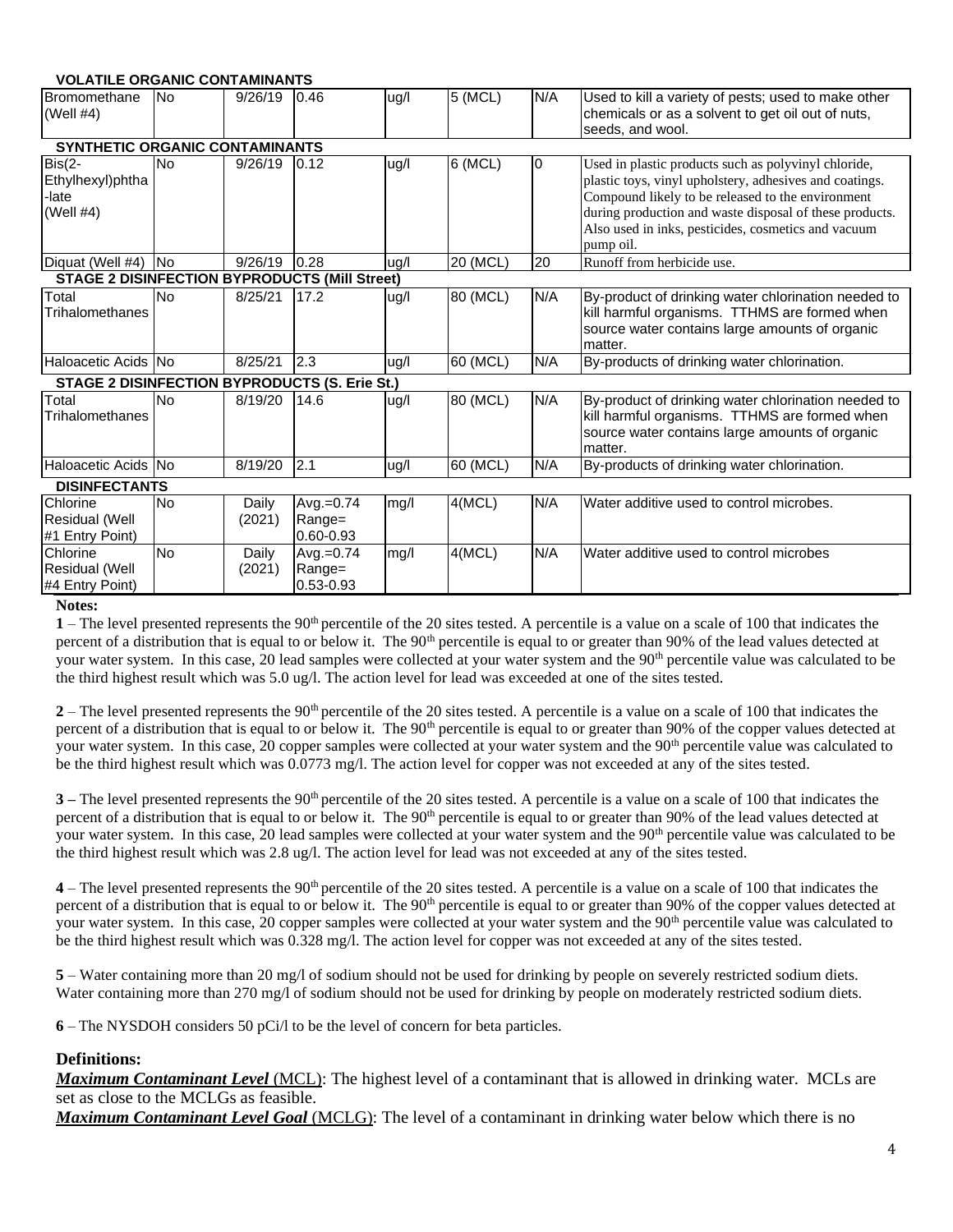| | | | | | | | |
|---|---|---|---|---|---|---|---|
| **VOLATILE ORGANIC CONTAMINANTS** | | | | | | | |
| Bromomethane (Well #4) | No | 9/26/19 | 0.46 | ug/l | 5 (MCL) | N/A | Used to kill a variety of pests; used to make other chemicals or as a solvent to get oil out of nuts, seeds, and wool. |
| **SYNTHETIC ORGANIC CONTAMINANTS** | | | | | | | |
| Bis(2-Ethylhexyl)phtha-late (Well #4) | No | 9/26/19 | 0.12 | ug/l | 6 (MCL) | 0 | Used in plastic products such as polyvinyl chloride, plastic toys, vinyl upholstery, adhesives and coatings. Compound likely to be released to the environment during production and waste disposal of these products. Also used in inks, pesticides, cosmetics and vacuum pump oil. |
| Diquat (Well #4) | No | 9/26/19 | 0.28 | ug/l | 20 (MCL) | 20 | Runoff from herbicide use. |
| **STAGE 2 DISINFECTION BYPRODUCTS (Mill Street)** | | | | | | | |
| Total Trihalomethanes | No | 8/25/21 | 17.2 | ug/l | 80 (MCL) | N/A | By-product of drinking water chlorination needed to kill harmful organisms. TTHMS are formed when source water contains large amounts of organic matter. |
| Haloacetic Acids | No | 8/25/21 | 2.3 | ug/l | 60 (MCL) | N/A | By-products of drinking water chlorination. |
| **STAGE 2 DISINFECTION BYPRODUCTS (S. Erie St.)** | | | | | | | |
| Total Trihalomethanes | No | 8/19/20 | 14.6 | ug/l | 80 (MCL) | N/A | By-product of drinking water chlorination needed to kill harmful organisms. TTHMS are formed when source water contains large amounts of organic matter. |
| Haloacetic Acids | No | 8/19/20 | 2.1 | ug/l | 60 (MCL) | N/A | By-products of drinking water chlorination. |
| **DISINFECTANTS** | | | | | | | |
| Chlorine Residual (Well #1 Entry Point) | No | Daily (2021) | Avg.=0.74 Range= 0.60-0.93 | mg/l | 4(MCL) | N/A | Water additive used to control microbes. |
| Chlorine Residual (Well #4 Entry Point) | No | Daily (2021) | Avg.=0.74 Range= 0.53-0.93 | mg/l | 4(MCL) | N/A | Water additive used to control microbes |

**Notes:**

**1** – The level presented represents the 90th percentile of the 20 sites tested. A percentile is a value on a scale of 100 that indicates the percent of a distribution that is equal to or below it. The 90th percentile is equal to or greater than 90% of the lead values detected at your water system. In this case, 20 lead samples were collected at your water system and the 90th percentile value was calculated to be the third highest result which was 5.0 ug/l. The action level for lead was exceeded at one of the sites tested.

**2** – The level presented represents the 90th percentile of the 20 sites tested. A percentile is a value on a scale of 100 that indicates the percent of a distribution that is equal to or below it. The 90th percentile is equal to or greater than 90% of the copper values detected at your water system. In this case, 20 copper samples were collected at your water system and the 90th percentile value was calculated to be the third highest result which was 0.0773 mg/l. The action level for copper was not exceeded at any of the sites tested.

**3** – The level presented represents the 90th percentile of the 20 sites tested. A percentile is a value on a scale of 100 that indicates the percent of a distribution that is equal to or below it. The 90th percentile is equal to or greater than 90% of the lead values detected at your water system. In this case, 20 lead samples were collected at your water system and the 90th percentile value was calculated to be the third highest result which was 2.8 ug/l. The action level for lead was not exceeded at any of the sites tested.

**4** – The level presented represents the 90th percentile of the 20 sites tested. A percentile is a value on a scale of 100 that indicates the percent of a distribution that is equal to or below it. The 90th percentile is equal to or greater than 90% of the copper values detected at your water system. In this case, 20 copper samples were collected at your water system and the 90th percentile value was calculated to be the third highest result which was 0.328 mg/l. The action level for copper was not exceeded at any of the sites tested.

**5** – Water containing more than 20 mg/l of sodium should not be used for drinking by people on severely restricted sodium diets. Water containing more than 270 mg/l of sodium should not be used for drinking by people on moderately restricted sodium diets.

**6** – The NYSDOH considers 50 pCi/l to be the level of concern for beta particles.

## Definitions:

***Maximum Contaminant Level*** (MCL): The highest level of a contaminant that is allowed in drinking water. MCLs are set as close to the MCLGs as feasible.

***Maximum Contaminant Level Goal*** (MCLG): The level of a contaminant in drinking water below which there is no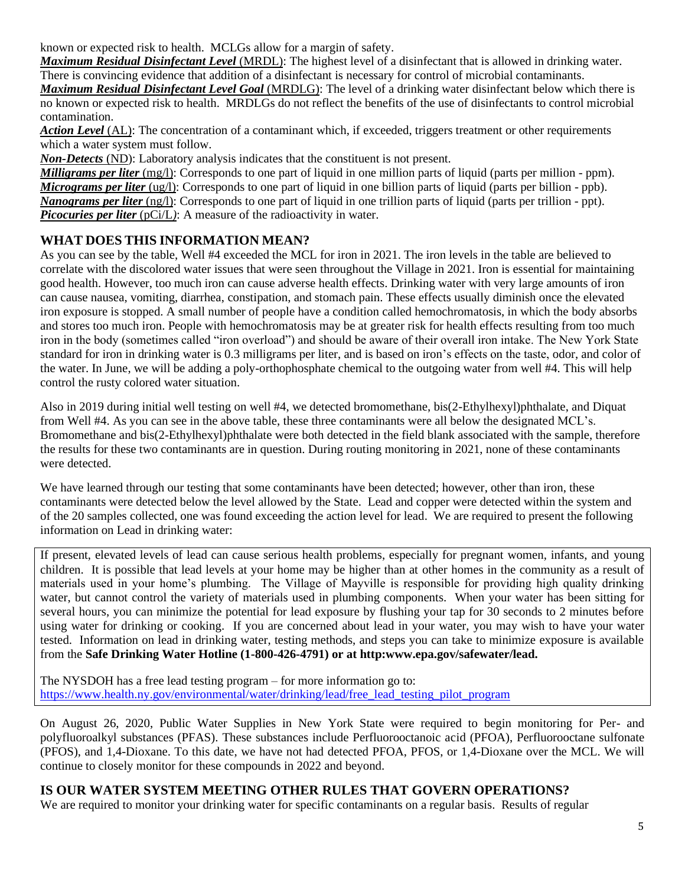known or expected risk to health. MCLGs allow for a margin of safety.

***Maximum Residual Disinfectant Level*** (MRDL): The highest level of a disinfectant that is allowed in drinking water. There is convincing evidence that addition of a disinfectant is necessary for control of microbial contaminants.

***Maximum Residual Disinfectant Level Goal*** (MRDLG): The level of a drinking water disinfectant below which there is no known or expected risk to health. MRDLGs do not reflect the benefits of the use of disinfectants to control microbial contamination.

***Action Level*** (AL): The concentration of a contaminant which, if exceeded, triggers treatment or other requirements which a water system must follow.

***Non-Detects*** (ND): Laboratory analysis indicates that the constituent is not present.

***Milligrams per liter*** (mg/l): Corresponds to one part of liquid in one million parts of liquid (parts per million - ppm).

***Micrograms per liter*** (ug/l): Corresponds to one part of liquid in one billion parts of liquid (parts per billion - ppb).

***Nanograms per liter*** (ng/l): Corresponds to one part of liquid in one trillion parts of liquid (parts per trillion - ppt).

***Picocuries per liter*** (pCi/L): A measure of the radioactivity in water.

## WHAT DOES THIS INFORMATION MEAN?

As you can see by the table, Well #4 exceeded the MCL for iron in 2021. The iron levels in the table are believed to correlate with the discolored water issues that were seen throughout the Village in 2021. Iron is essential for maintaining good health. However, too much iron can cause adverse health effects. Drinking water with very large amounts of iron can cause nausea, vomiting, diarrhea, constipation, and stomach pain. These effects usually diminish once the elevated iron exposure is stopped. A small number of people have a condition called hemochromatosis, in which the body absorbs and stores too much iron. People with hemochromatosis may be at greater risk for health effects resulting from too much iron in the body (sometimes called "iron overload") and should be aware of their overall iron intake. The New York State standard for iron in drinking water is 0.3 milligrams per liter, and is based on iron's effects on the taste, odor, and color of the water. In June, we will be adding a poly-orthophosphate chemical to the outgoing water from well #4. This will help control the rusty colored water situation.

Also in 2019 during initial well testing on well #4, we detected bromomethane, bis(2-Ethylhexyl)phthalate, and Diquat from Well #4. As you can see in the above table, these three contaminants were all below the designated MCL's. Bromomethane and bis(2-Ethylhexyl)phthalate were both detected in the field blank associated with the sample, therefore the results for these two contaminants are in question. During routing monitoring in 2021, none of these contaminants were detected.

We have learned through our testing that some contaminants have been detected; however, other than iron, these contaminants were detected below the level allowed by the State. Lead and copper were detected within the system and of the 20 samples collected, one was found exceeding the action level for lead. We are required to present the following information on Lead in drinking water:

If present, elevated levels of lead can cause serious health problems, especially for pregnant women, infants, and young children. It is possible that lead levels at your home may be higher than at other homes in the community as a result of materials used in your home's plumbing. The Village of Mayville is responsible for providing high quality drinking water, but cannot control the variety of materials used in plumbing components. When your water has been sitting for several hours, you can minimize the potential for lead exposure by flushing your tap for 30 seconds to 2 minutes before using water for drinking or cooking. If you are concerned about lead in your water, you may wish to have your water tested. Information on lead in drinking water, testing methods, and steps you can take to minimize exposure is available from the **Safe Drinking Water Hotline (1-800-426-4791) or at http:www.epa.gov/safewater/lead.**

The NYSDOH has a free lead testing program – for more information go to: https://www.health.ny.gov/environmental/water/drinking/lead/free_lead_testing_pilot_program

On August 26, 2020, Public Water Supplies in New York State were required to begin monitoring for Per- and polyfluoroalkyl substances (PFAS). These substances include Perfluorooctanoic acid (PFOA), Perfluorooctane sulfonate (PFOS), and 1,4-Dioxane. To this date, we have not had detected PFOA, PFOS, or 1,4-Dioxane over the MCL. We will continue to closely monitor for these compounds in 2022 and beyond.

## IS OUR WATER SYSTEM MEETING OTHER RULES THAT GOVERN OPERATIONS?

We are required to monitor your drinking water for specific contaminants on a regular basis. Results of regular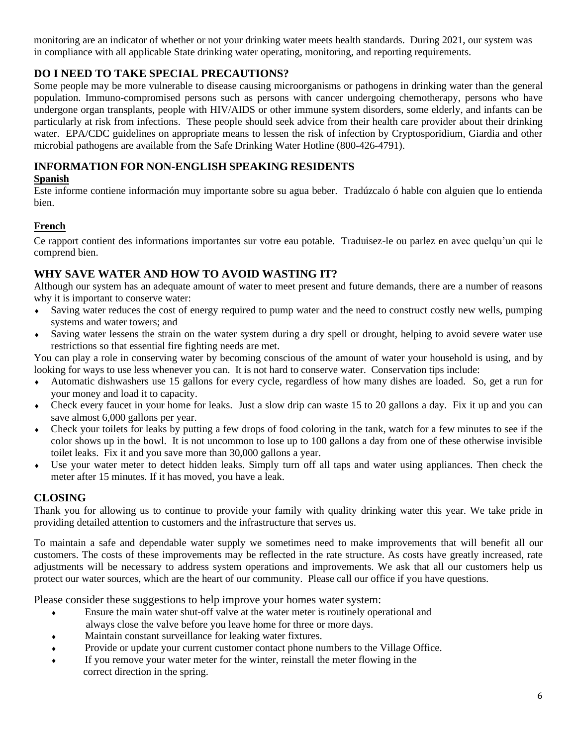monitoring are an indicator of whether or not your drinking water meets health standards. During 2021, our system was in compliance with all applicable State drinking water operating, monitoring, and reporting requirements.

## DO I NEED TO TAKE SPECIAL PRECAUTIONS?

Some people may be more vulnerable to disease causing microorganisms or pathogens in drinking water than the general population. Immuno-compromised persons such as persons with cancer undergoing chemotherapy, persons who have undergone organ transplants, people with HIV/AIDS or other immune system disorders, some elderly, and infants can be particularly at risk from infections. These people should seek advice from their health care provider about their drinking water. EPA/CDC guidelines on appropriate means to lessen the risk of infection by Cryptosporidium, Giardia and other microbial pathogens are available from the Safe Drinking Water Hotline (800-426-4791).

## INFORMATION FOR NON-ENGLISH SPEAKING RESIDENTS

**Spanish**

Este informe contiene información muy importante sobre su agua beber. Tradúzcalo ó hable con alguien que lo entienda bien.

**French**

Ce rapport contient des informations importantes sur votre eau potable. Traduisez-le ou parlez en avec quelqu'un qui le comprend bien.

## WHY SAVE WATER AND HOW TO AVOID WASTING IT?

Although our system has an adequate amount of water to meet present and future demands, there are a number of reasons why it is important to conserve water:

- Saving water reduces the cost of energy required to pump water and the need to construct costly new wells, pumping systems and water towers; and
- Saving water lessens the strain on the water system during a dry spell or drought, helping to avoid severe water use restrictions so that essential fire fighting needs are met.

You can play a role in conserving water by becoming conscious of the amount of water your household is using, and by looking for ways to use less whenever you can. It is not hard to conserve water. Conservation tips include:

- Automatic dishwashers use 15 gallons for every cycle, regardless of how many dishes are loaded. So, get a run for your money and load it to capacity.
- Check every faucet in your home for leaks. Just a slow drip can waste 15 to 20 gallons a day. Fix it up and you can save almost 6,000 gallons per year.
- Check your toilets for leaks by putting a few drops of food coloring in the tank, watch for a few minutes to see if the color shows up in the bowl. It is not uncommon to lose up to 100 gallons a day from one of these otherwise invisible toilet leaks. Fix it and you save more than 30,000 gallons a year.
- Use your water meter to detect hidden leaks. Simply turn off all taps and water using appliances. Then check the meter after 15 minutes. If it has moved, you have a leak.

## CLOSING

Thank you for allowing us to continue to provide your family with quality drinking water this year. We take pride in providing detailed attention to customers and the infrastructure that serves us.

To maintain a safe and dependable water supply we sometimes need to make improvements that will benefit all our customers. The costs of these improvements may be reflected in the rate structure. As costs have greatly increased, rate adjustments will be necessary to address system operations and improvements. We ask that all our customers help us protect our water sources, which are the heart of our community. Please call our office if you have questions.

Please consider these suggestions to help improve your homes water system:

- Ensure the main water shut-off valve at the water meter is routinely operational and always close the valve before you leave home for three or more days.
- Maintain constant surveillance for leaking water fixtures.
- Provide or update your current customer contact phone numbers to the Village Office.
- If you remove your water meter for the winter, reinstall the meter flowing in the correct direction in the spring.